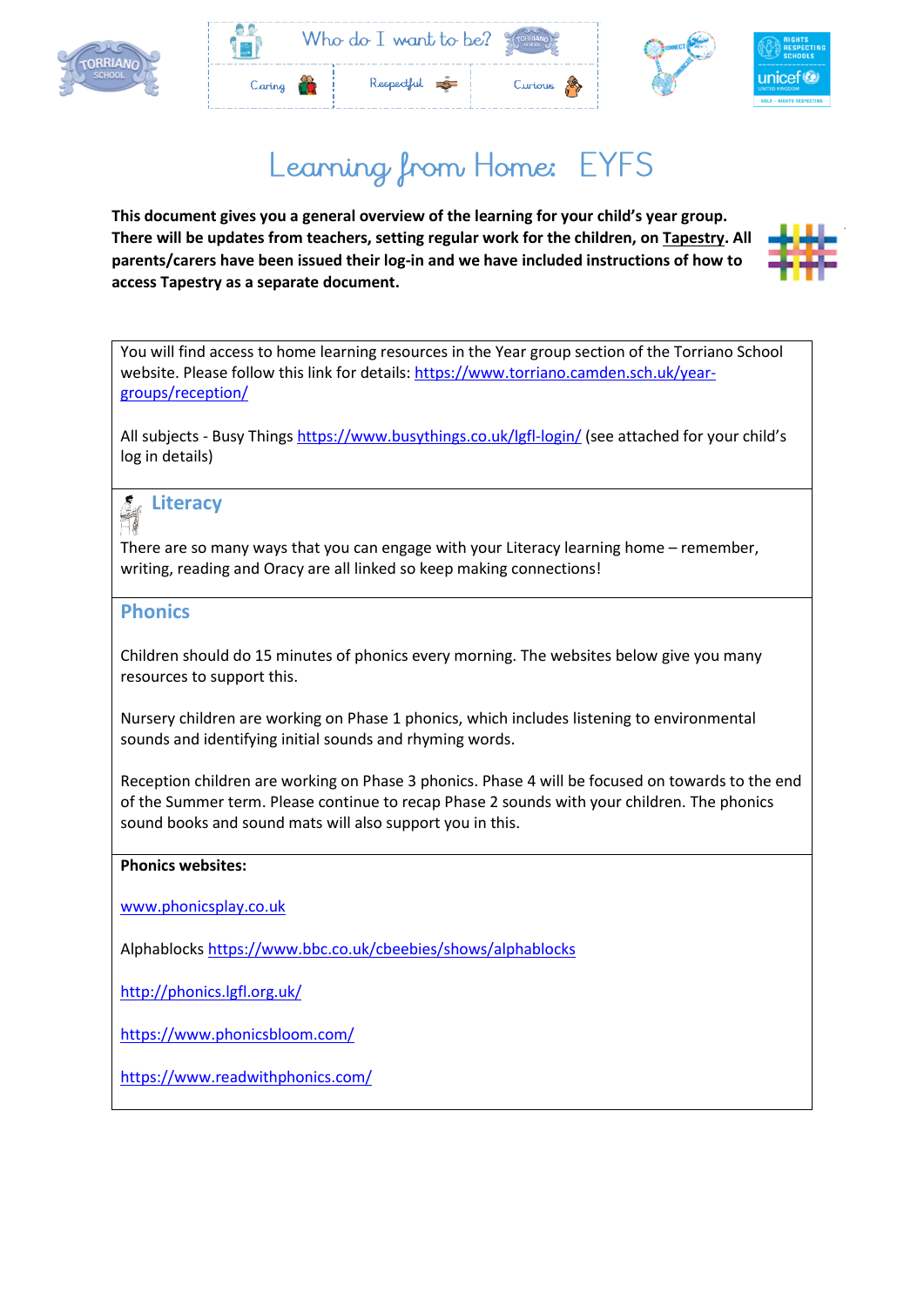Who do I want to be?

Caring | Respectful | Curious

# Learning from Home: EYFS

**This document gives you a general overview of the learning for your child's year group. There will be updates from teachers, setting regular work for the children, on Tapestry. All parents/carers have been issued their log-in and we have included instructions of how to access Tapestry as a separate document.**

You will find access to home learning resources in the Year group section of the Torriano School website. Please follow this link for details: https://www.torriano.camden.sch.uk/year-groups/reception/

All subjects - Busy Things https://www.busythings.co.uk/lgfl-login/ (see attached for your child's log in details)

## Literacy

There are so many ways that you can engage with your Literacy learning home – remember, writing, reading and Oracy are all linked so keep making connections!

## Phonics

Children should do 15 minutes of phonics every morning. The websites below give you many resources to support this.

Nursery children are working on Phase 1 phonics, which includes listening to environmental sounds and identifying initial sounds and rhyming words.

Reception children are working on Phase 3 phonics. Phase 4 will be focused on towards to the end of the Summer term. Please continue to recap Phase 2 sounds with your children. The phonics sound books and sound mats will also support you in this.

**Phonics websites:**

www.phonicsplay.co.uk

Alphablocks https://www.bbc.co.uk/cbeebies/shows/alphablocks

http://phonics.lgfl.org.uk/

https://www.phonicsbloom.com/

https://www.readwithphonics.com/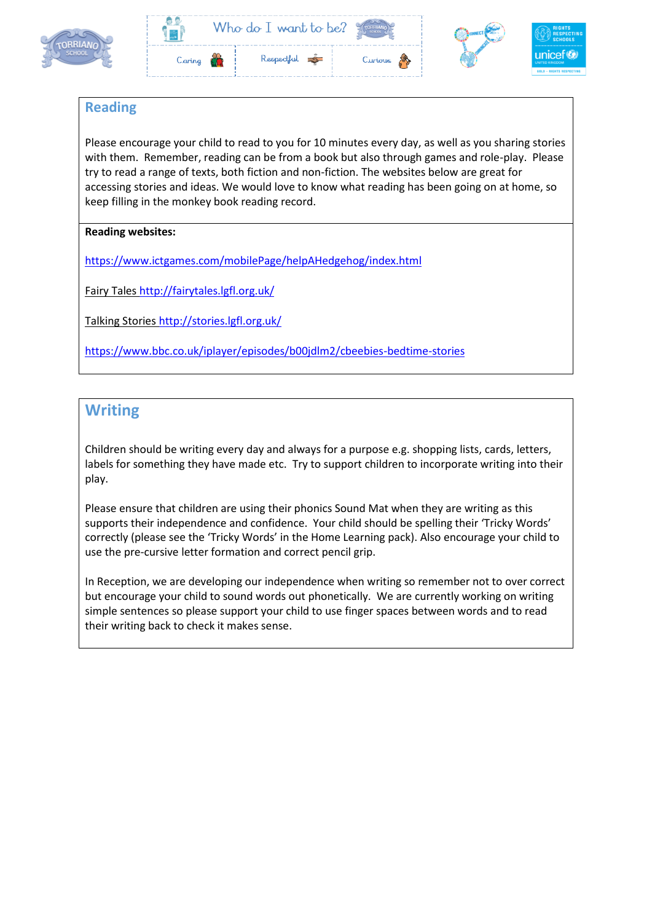## Reading

Please encourage your child to read to you for 10 minutes every day, as well as you sharing stories with them. Remember, reading can be from a book but also through games and role-play. Please try to read a range of texts, both fiction and non-fiction. The websites below are great for accessing stories and ideas. We would love to know what reading has been going on at home, so keep filling in the monkey book reading record.

**Reading websites:**

https://www.ictgames.com/mobilePage/helpAHedgehog/index.html

Fairy Tales http://fairytales.lgfl.org.uk/

Talking Stories http://stories.lgfl.org.uk/

https://www.bbc.co.uk/iplayer/episodes/b00jdlm2/cbeebies-bedtime-stories

## Writing

Children should be writing every day and always for a purpose e.g. shopping lists, cards, letters, labels for something they have made etc. Try to support children to incorporate writing into their play.

Please ensure that children are using their phonics Sound Mat when they are writing as this supports their independence and confidence. Your child should be spelling their 'Tricky Words' correctly (please see the 'Tricky Words' in the Home Learning pack). Also encourage your child to use the pre-cursive letter formation and correct pencil grip.

In Reception, we are developing our independence when writing so remember not to over correct but encourage your child to sound words out phonetically. We are currently working on writing simple sentences so please support your child to use finger spaces between words and to read their writing back to check it makes sense.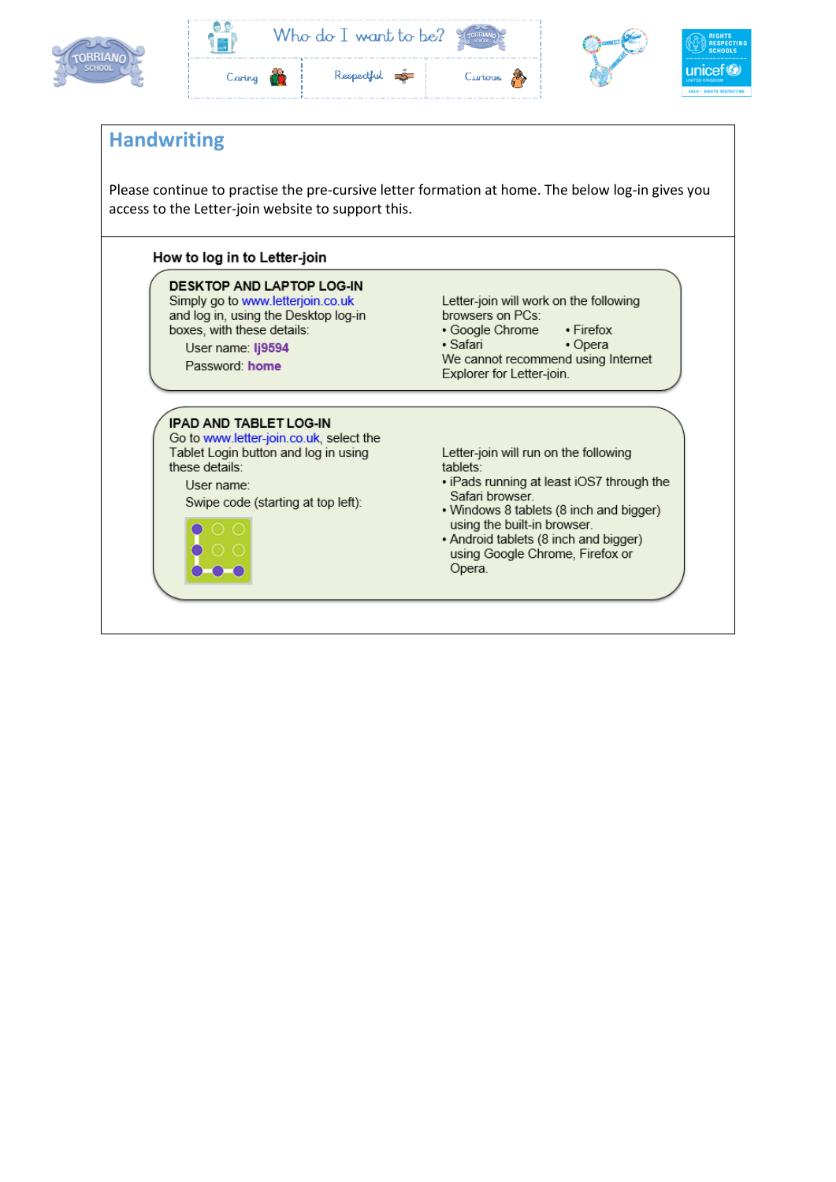## Handwriting

Please continue to practise the pre-cursive letter formation at home. The below log-in gives you access to the Letter-join website to support this.

### How to log in to Letter-join

**DESKTOP AND LAPTOP LOG-IN**

Simply go to www.letterjoin.co.uk and log in, using the Desktop log-in boxes, with these details:

User name: **lj9594**

Password: **home**

Letter-join will work on the following browsers on PCs:

- Google Chrome
- Firefox
- Safari
- Opera

We cannot recommend using Internet Explorer for Letter-join.

**IPAD AND TABLET LOG-IN**

Go to www.letter-join.co.uk, select the Tablet Login button and log in using these details:

User name:

Swipe code (starting at top left):

Letter-join will run on the following tablets:

- iPads running at least iOS7 through the Safari browser.
- Windows 8 tablets (8 inch and bigger) using the built-in browser.
- Android tablets (8 inch and bigger) using Google Chrome, Firefox or Opera.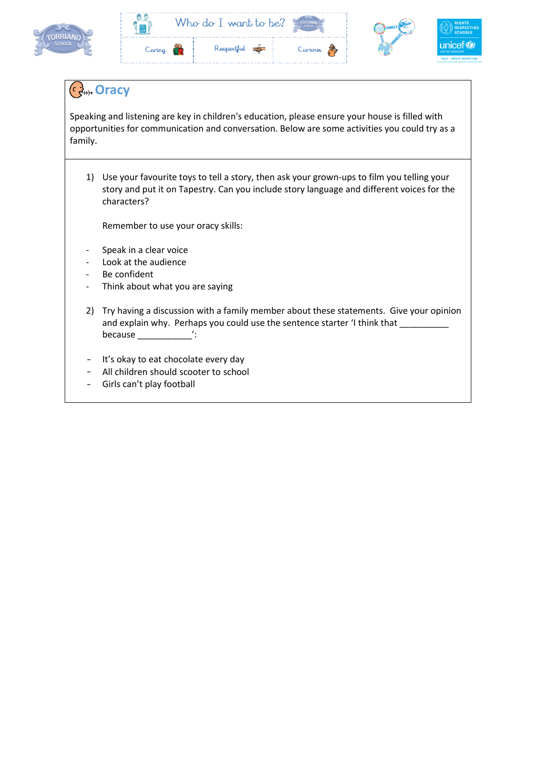## Oracy

Speaking and listening are key in children's education, please ensure your house is filled with opportunities for communication and conversation. Below are some activities you could try as a family.

1) Use your favourite toys to tell a story, then ask your grown-ups to film you telling your story and put it on Tapestry. Can you include story language and different voices for the characters?

   Remember to use your oracy skills:

- Speak in a clear voice
- Look at the audience
- Be confident
- Think about what you are saying

2) Try having a discussion with a family member about these statements. Give your opinion and explain why. Perhaps you could use the sentence starter 'I think that __________ because ___________':

- It's okay to eat chocolate every day
- All children should scooter to school
- Girls can't play football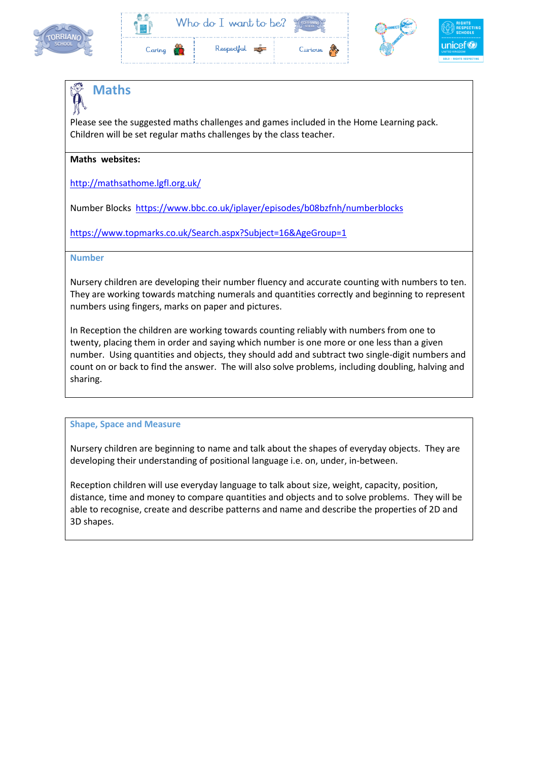## Maths

Please see the suggested maths challenges and games included in the Home Learning pack. Children will be set regular maths challenges by the class teacher.

**Maths websites:**

http://mathsathome.lgfl.org.uk/

Number Blocks https://www.bbc.co.uk/iplayer/episodes/b08bzfnh/numberblocks

https://www.topmarks.co.uk/Search.aspx?Subject=16&AgeGroup=1

### Number

Nursery children are developing their number fluency and accurate counting with numbers to ten. They are working towards matching numerals and quantities correctly and beginning to represent numbers using fingers, marks on paper and pictures.

In Reception the children are working towards counting reliably with numbers from one to twenty, placing them in order and saying which number is one more or one less than a given number. Using quantities and objects, they should add and subtract two single-digit numbers and count on or back to find the answer. The will also solve problems, including doubling, halving and sharing.

### Shape, Space and Measure

Nursery children are beginning to name and talk about the shapes of everyday objects. They are developing their understanding of positional language i.e. on, under, in-between.

Reception children will use everyday language to talk about size, weight, capacity, position, distance, time and money to compare quantities and objects and to solve problems. They will be able to recognise, create and describe patterns and name and describe the properties of 2D and 3D shapes.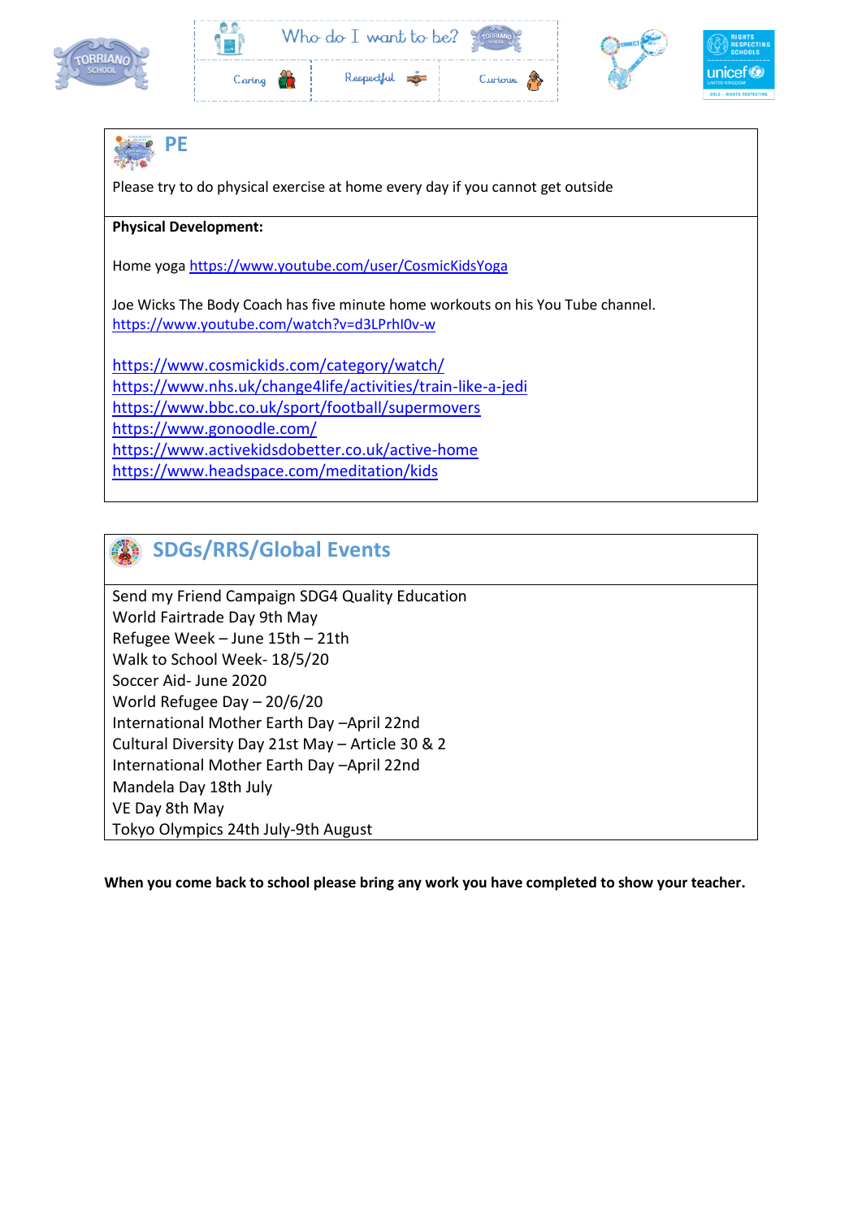Who do I want to be?

Caring | Respectful | Curious

## PE

Please try to do physical exercise at home every day if you cannot get outside

**Physical Development:**

Home yoga https://www.youtube.com/user/CosmicKidsYoga

Joe Wicks The Body Coach has five minute home workouts on his You Tube channel.
https://www.youtube.com/watch?v=d3LPrhI0v-w

https://www.cosmickids.com/category/watch/
https://www.nhs.uk/change4life/activities/train-like-a-jedi
https://www.bbc.co.uk/sport/football/supermovers
https://www.gonoodle.com/
https://www.activekidsdobetter.co.uk/active-home
https://www.headspace.com/meditation/kids

## SDGs/RRS/Global Events

Send my Friend Campaign SDG4 Quality Education
World Fairtrade Day 9th May
Refugee Week – June 15th – 21th
Walk to School Week- 18/5/20
Soccer Aid- June 2020
World Refugee Day – 20/6/20
International Mother Earth Day –April 22nd
Cultural Diversity Day 21st May – Article 30 & 2
International Mother Earth Day –April 22nd
Mandela Day 18th July
VE Day 8th May
Tokyo Olympics 24th July-9th August

**When you come back to school please bring any work you have completed to show your teacher.**